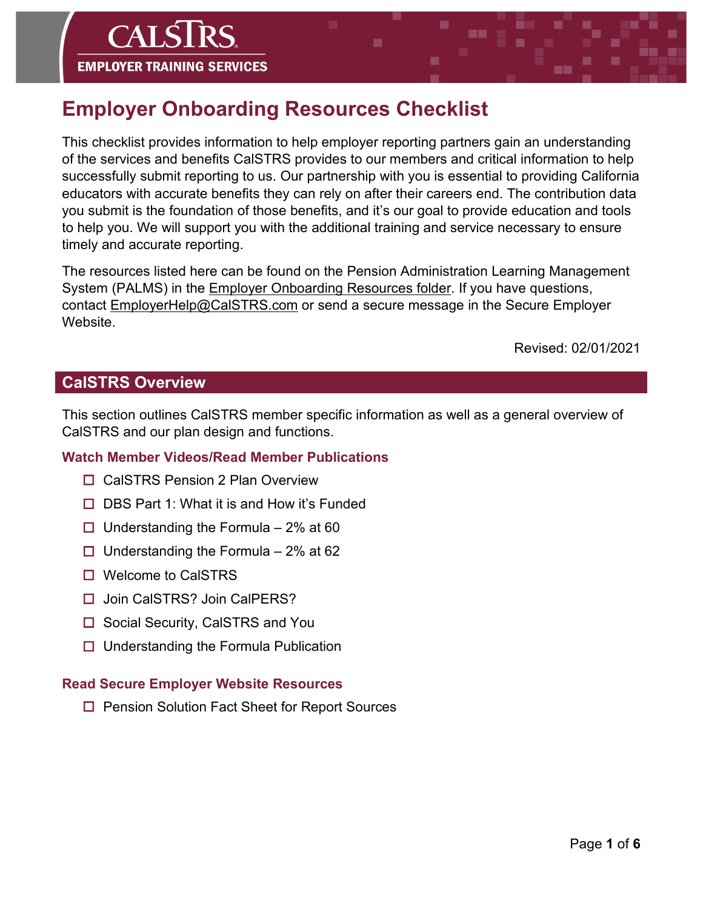CALSTRS

EMPLOYER TRAINING SERVICES

# Employer Onboarding Resources Checklist

This checklist provides information to help employer reporting partners gain an understanding of the services and benefits CalSTRS provides to our members and critical information to help successfully submit reporting to us. Our partnership with you is essential to providing California educators with accurate benefits they can rely on after their careers end. The contribution data you submit is the foundation of those benefits, and it's our goal to provide education and tools to help you. We will support you with the additional training and service necessary to ensure timely and accurate reporting.

The resources listed here can be found on the Pension Administration Learning Management System (PALMS) in the Employer Onboarding Resources folder. If you have questions, contact EmployerHelp@CalSTRS.com or send a secure message in the Secure Employer Website.

Revised: 02/01/2021

## CalSTRS Overview

This section outlines CalSTRS member specific information as well as a general overview of CalSTRS and our plan design and functions.

### Watch Member Videos/Read Member Publications

- ☐ CalSTRS Pension 2 Plan Overview
- ☐ DBS Part 1: What it is and How it's Funded
- ☐ Understanding the Formula – 2% at 60
- ☐ Understanding the Formula – 2% at 62
- ☐ Welcome to CalSTRS
- ☐ Join CalSTRS? Join CalPERS?
- ☐ Social Security, CalSTRS and You
- ☐ Understanding the Formula Publication

### Read Secure Employer Website Resources

- ☐ Pension Solution Fact Sheet for Report Sources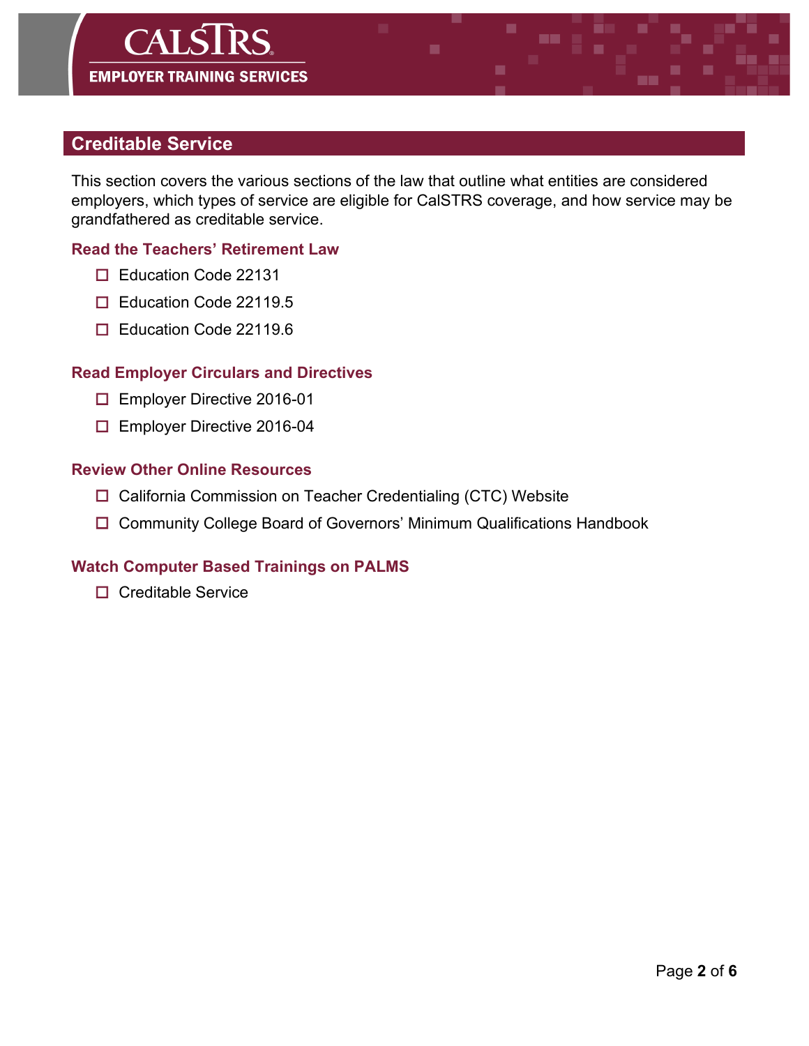## Creditable Service

This section covers the various sections of the law that outline what entities are considered employers, which types of service are eligible for CalSTRS coverage, and how service may be grandfathered as creditable service.

### Read the Teachers' Retirement Law

- ☐ Education Code 22131
- ☐ Education Code 22119.5
- ☐ Education Code 22119.6

### Read Employer Circulars and Directives

- ☐ Employer Directive 2016-01
- ☐ Employer Directive 2016-04

### Review Other Online Resources

- ☐ California Commission on Teacher Credentialing (CTC) Website
- ☐ Community College Board of Governors' Minimum Qualifications Handbook

### Watch Computer Based Trainings on PALMS

- ☐ Creditable Service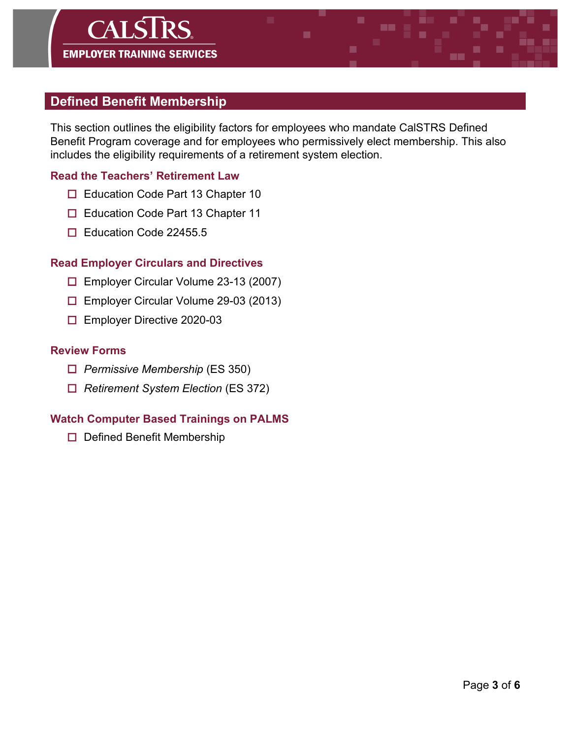## Defined Benefit Membership

This section outlines the eligibility factors for employees who mandate CalSTRS Defined Benefit Program coverage and for employees who permissively elect membership. This also includes the eligibility requirements of a retirement system election.

### Read the Teachers' Retirement Law

- ☐ Education Code Part 13 Chapter 10
- ☐ Education Code Part 13 Chapter 11
- ☐ Education Code 22455.5

### Read Employer Circulars and Directives

- ☐ Employer Circular Volume 23-13 (2007)
- ☐ Employer Circular Volume 29-03 (2013)
- ☐ Employer Directive 2020-03

### Review Forms

- ☐ *Permissive Membership* (ES 350)
- ☐ *Retirement System Election* (ES 372)

### Watch Computer Based Trainings on PALMS

- ☐ Defined Benefit Membership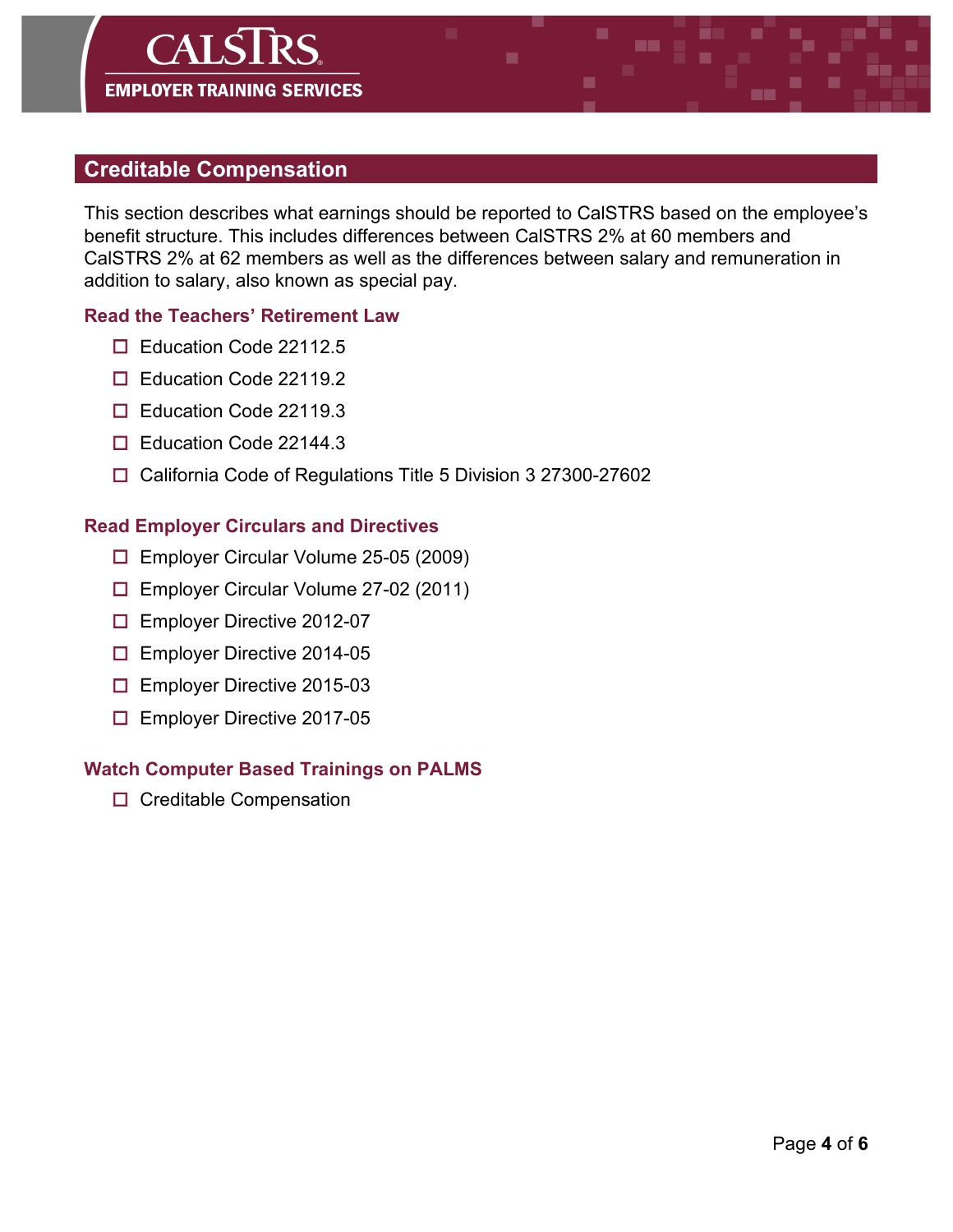## Creditable Compensation

This section describes what earnings should be reported to CalSTRS based on the employee's benefit structure. This includes differences between CalSTRS 2% at 60 members and CalSTRS 2% at 62 members as well as the differences between salary and remuneration in addition to salary, also known as special pay.

### Read the Teachers' Retirement Law

- ☐ Education Code 22112.5
- ☐ Education Code 22119.2
- ☐ Education Code 22119.3
- ☐ Education Code 22144.3
- ☐ California Code of Regulations Title 5 Division 3 27300-27602

### Read Employer Circulars and Directives

- ☐ Employer Circular Volume 25-05 (2009)
- ☐ Employer Circular Volume 27-02 (2011)
- ☐ Employer Directive 2012-07
- ☐ Employer Directive 2014-05
- ☐ Employer Directive 2015-03
- ☐ Employer Directive 2017-05

### Watch Computer Based Trainings on PALMS

- ☐ Creditable Compensation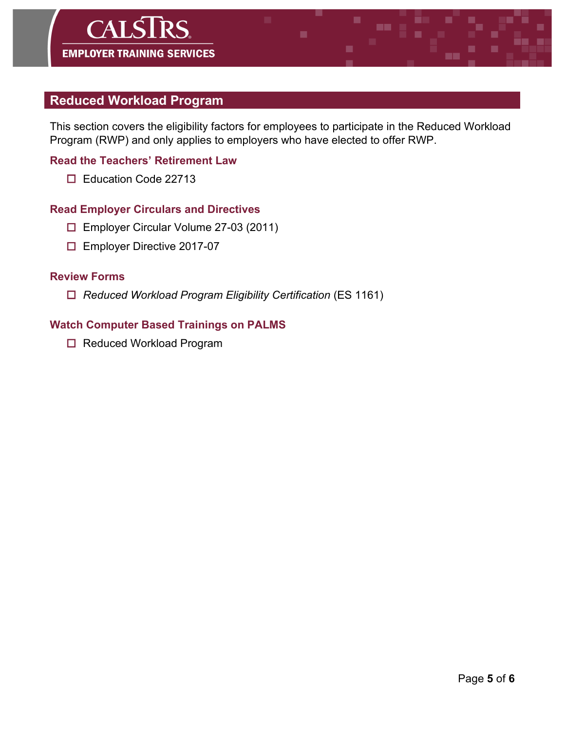## Reduced Workload Program

This section covers the eligibility factors for employees to participate in the Reduced Workload Program (RWP) and only applies to employers who have elected to offer RWP.

### Read the Teachers' Retirement Law

- ☐ Education Code 22713

### Read Employer Circulars and Directives

- ☐ Employer Circular Volume 27-03 (2011)
- ☐ Employer Directive 2017-07

### Review Forms

- ☐ *Reduced Workload Program Eligibility Certification* (ES 1161)

### Watch Computer Based Trainings on PALMS

- ☐ Reduced Workload Program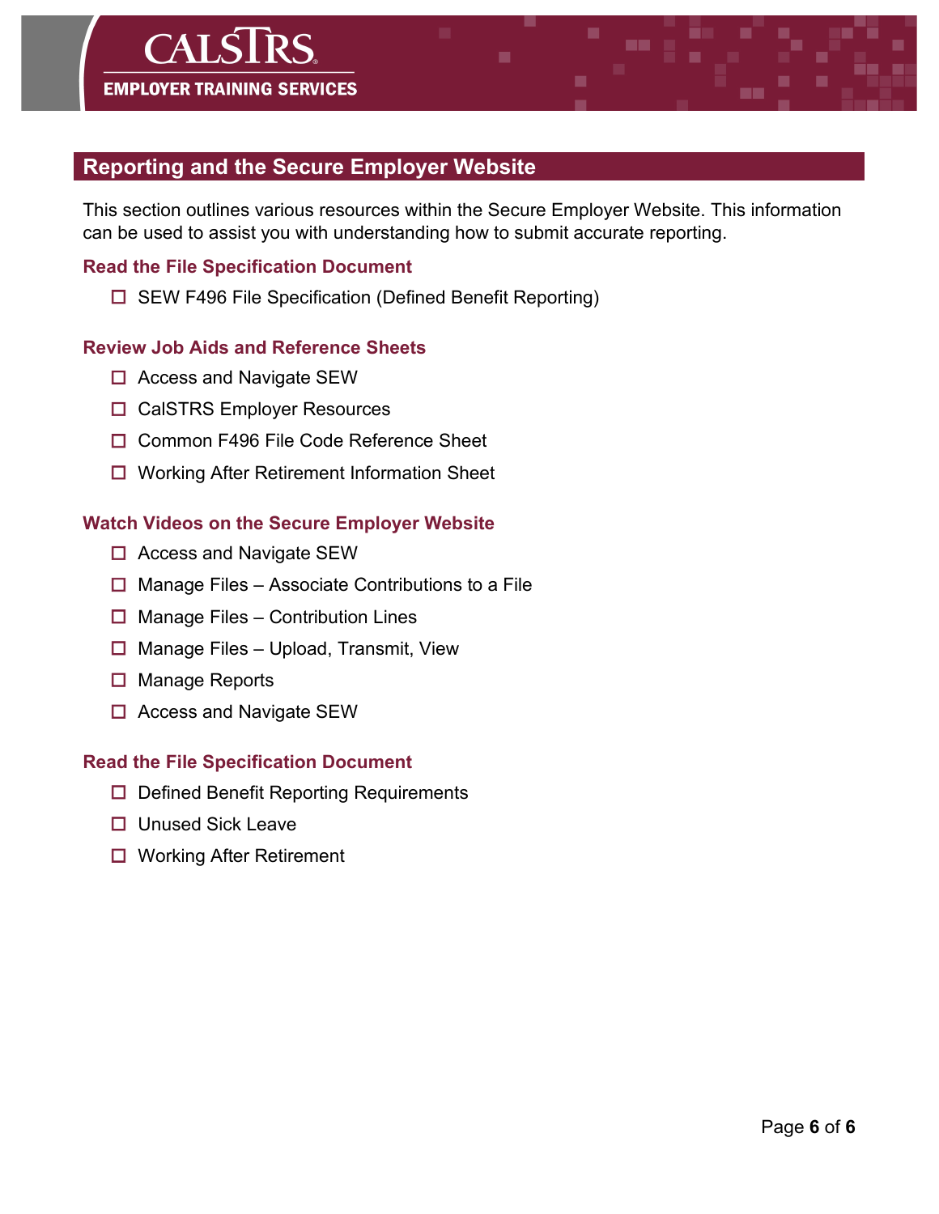## Reporting and the Secure Employer Website

This section outlines various resources within the Secure Employer Website. This information can be used to assist you with understanding how to submit accurate reporting.

### Read the File Specification Document

- ☐ SEW F496 File Specification (Defined Benefit Reporting)

### Review Job Aids and Reference Sheets

- ☐ Access and Navigate SEW
- ☐ CalSTRS Employer Resources
- ☐ Common F496 File Code Reference Sheet
- ☐ Working After Retirement Information Sheet

### Watch Videos on the Secure Employer Website

- ☐ Access and Navigate SEW
- ☐ Manage Files – Associate Contributions to a File
- ☐ Manage Files – Contribution Lines
- ☐ Manage Files – Upload, Transmit, View
- ☐ Manage Reports
- ☐ Access and Navigate SEW

### Read the File Specification Document

- ☐ Defined Benefit Reporting Requirements
- ☐ Unused Sick Leave
- ☐ Working After Retirement